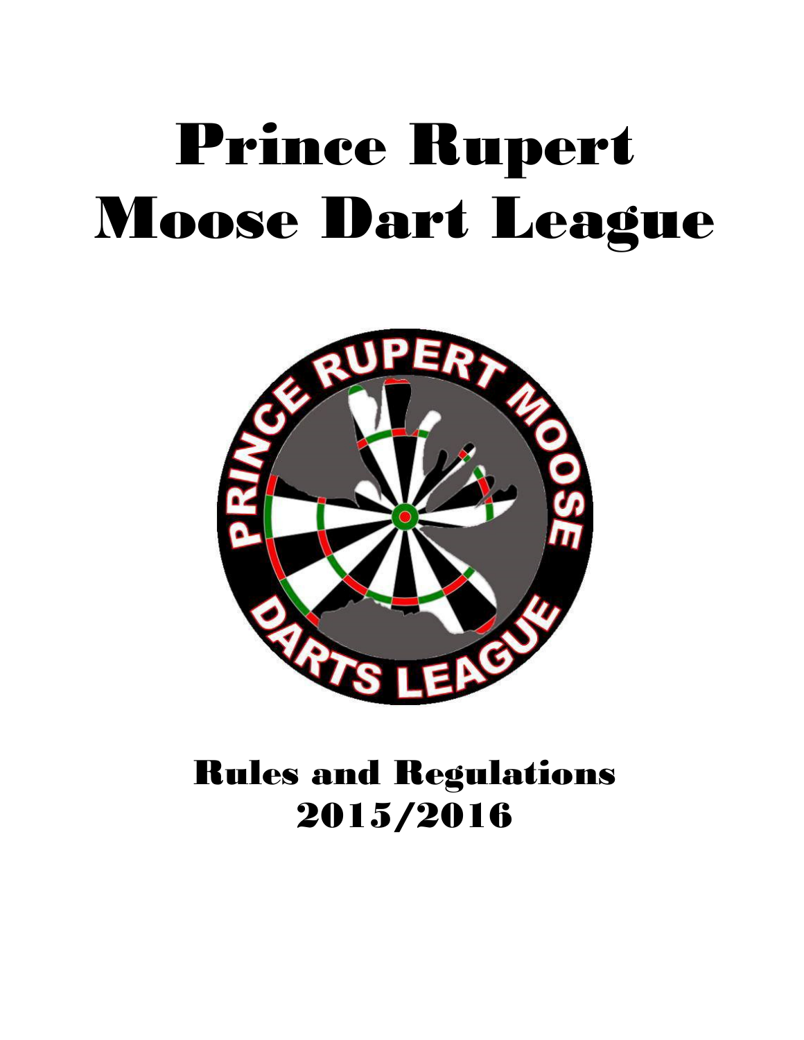# Prince Rupert Moose Dart League

## Rules and Regulations 2015/2016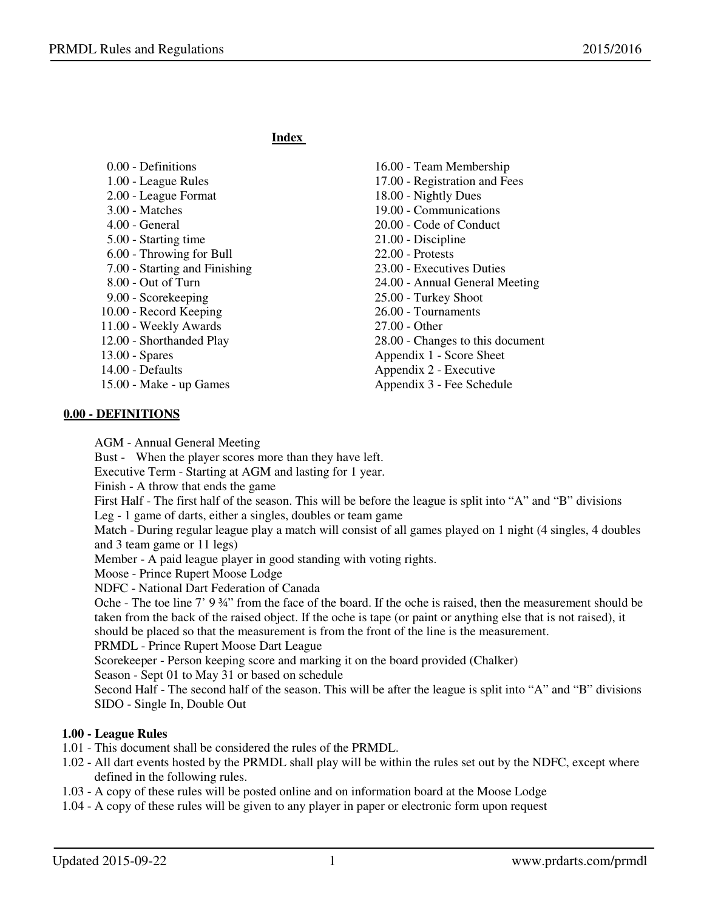**Index**

0.00 - Definitions
1.00 - League Rules
2.00 - League Format
3.00 - Matches
4.00 - General
5.00 - Starting time
6.00 - Throwing for Bull
7.00 - Starting and Finishing
8.00 - Out of Turn
9.00 - Scorekeeping
10.00 - Record Keeping
11.00 - Weekly Awards
12.00 - Shorthanded Play
13.00 - Spares
14.00 - Defaults
15.00 - Make - up Games
16.00 - Team Membership
17.00 - Registration and Fees
18.00 - Nightly Dues
19.00 - Communications
20.00 - Code of Conduct
21.00 - Discipline
22.00 - Protests
23.00 - Executives Duties
24.00 - Annual General Meeting
25.00 - Turkey Shoot
26.00 - Tournaments
27.00 - Other
28.00 - Changes to this document
Appendix 1 - Score Sheet
Appendix 2 - Executive
Appendix 3 - Fee Schedule

## 0.00 - DEFINITIONS

AGM - Annual General Meeting
Bust - When the player scores more than they have left.
Executive Term - Starting at AGM and lasting for 1 year.
Finish - A throw that ends the game
First Half - The first half of the season. This will be before the league is split into "A" and "B" divisions
Leg - 1 game of darts, either a singles, doubles or team game
Match - During regular league play a match will consist of all games played on 1 night (4 singles, 4 doubles and 3 team game or 11 legs)
Member - A paid league player in good standing with voting rights.
Moose - Prince Rupert Moose Lodge
NDFC - National Dart Federation of Canada
Oche - The toe line 7' 9 ¾" from the face of the board. If the oche is raised, then the measurement should be taken from the back of the raised object. If the oche is tape (or paint or anything else that is not raised), it should be placed so that the measurement is from the front of the line is the measurement.
PRMDL - Prince Rupert Moose Dart League
Scorekeeper - Person keeping score and marking it on the board provided (Chalker)
Season - Sept 01 to May 31 or based on schedule
Second Half - The second half of the season. This will be after the league is split into "A" and "B" divisions
SIDO - Single In, Double Out

## 1.00 - League Rules

1.01 - This document shall be considered the rules of the PRMDL.
1.02 - All dart events hosted by the PRMDL shall play will be within the rules set out by the NDFC, except where defined in the following rules.
1.03 - A copy of these rules will be posted online and on information board at the Moose Lodge
1.04 - A copy of these rules will be given to any player in paper or electronic form upon request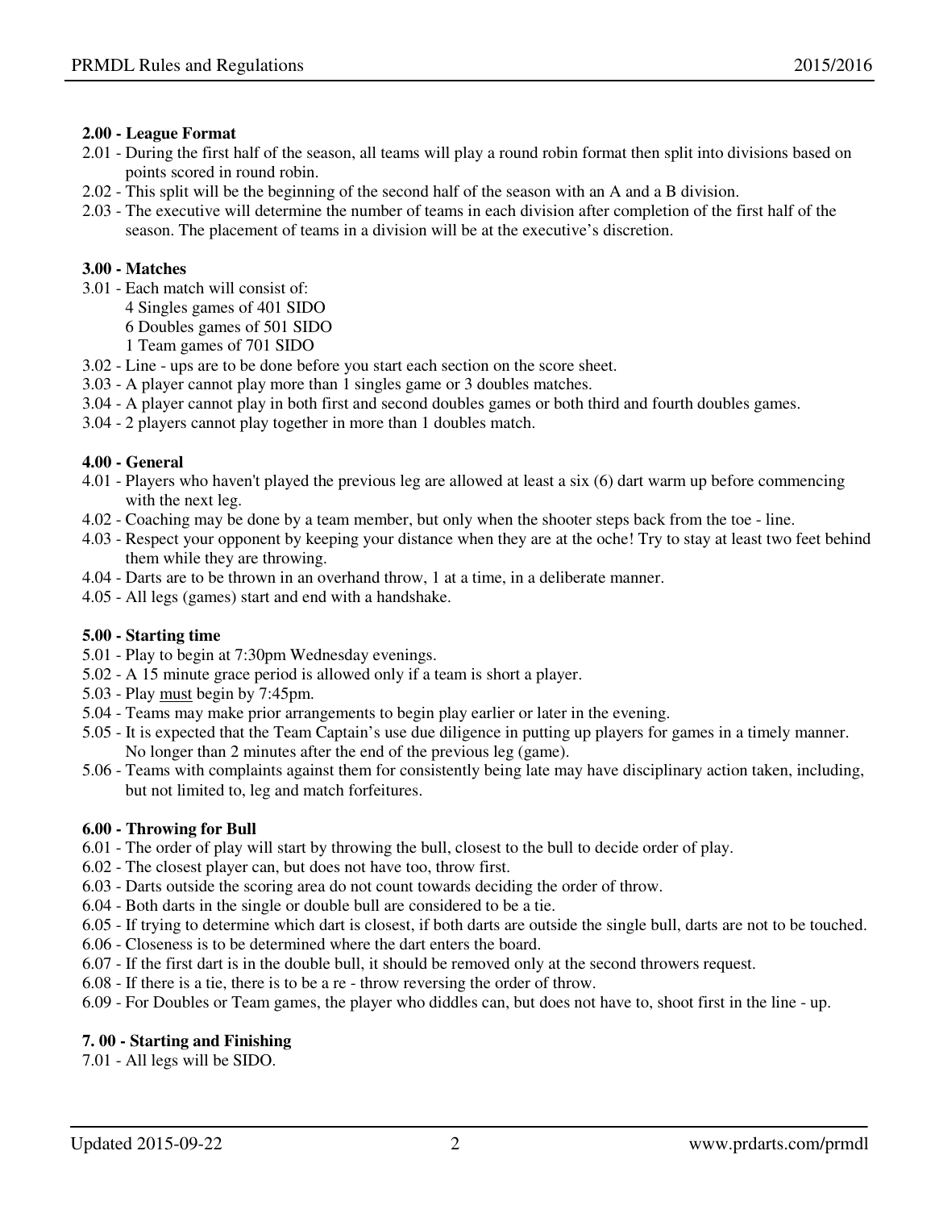**2.00 - League Format**

2.01 - During the first half of the season, all teams will play a round robin format then split into divisions based on points scored in round robin.

2.02 - This split will be the beginning of the second half of the season with an A and a B division.

2.03 - The executive will determine the number of teams in each division after completion of the first half of the season. The placement of teams in a division will be at the executive's discretion.

**3.00 - Matches**

3.01 - Each match will consist of:

4 Singles games of 401 SIDO
6 Doubles games of 501 SIDO
1 Team games of 701 SIDO

3.02 - Line - ups are to be done before you start each section on the score sheet.

3.03 - A player cannot play more than 1 singles game or 3 doubles matches.

3.04 - A player cannot play in both first and second doubles games or both third and fourth doubles games.

3.04 - 2 players cannot play together in more than 1 doubles match.

**4.00 - General**

4.01 - Players who haven't played the previous leg are allowed at least a six (6) dart warm up before commencing with the next leg.

4.02 - Coaching may be done by a team member, but only when the shooter steps back from the toe - line.

4.03 - Respect your opponent by keeping your distance when they are at the oche! Try to stay at least two feet behind them while they are throwing.

4.04 - Darts are to be thrown in an overhand throw, 1 at a time, in a deliberate manner.

4.05 - All legs (games) start and end with a handshake.

**5.00 - Starting time**

5.01 - Play to begin at 7:30pm Wednesday evenings.

5.02 - A 15 minute grace period is allowed only if a team is short a player.

5.03 - Play <u>must</u> begin by 7:45pm.

5.04 - Teams may make prior arrangements to begin play earlier or later in the evening.

5.05 - It is expected that the Team Captain's use due diligence in putting up players for games in a timely manner. No longer than 2 minutes after the end of the previous leg (game).

5.06 - Teams with complaints against them for consistently being late may have disciplinary action taken, including, but not limited to, leg and match forfeitures.

**6.00 - Throwing for Bull**

6.01 - The order of play will start by throwing the bull, closest to the bull to decide order of play.

6.02 - The closest player can, but does not have too, throw first.

6.03 - Darts outside the scoring area do not count towards deciding the order of throw.

6.04 - Both darts in the single or double bull are considered to be a tie.

6.05 - If trying to determine which dart is closest, if both darts are outside the single bull, darts are not to be touched.

6.06 - Closeness is to be determined where the dart enters the board.

6.07 - If the first dart is in the double bull, it should be removed only at the second throwers request.

6.08 - If there is a tie, there is to be a re - throw reversing the order of throw.

6.09 - For Doubles or Team games, the player who diddles can, but does not have to, shoot first in the line - up.

**7. 00 - Starting and Finishing**

7.01 - All legs will be SIDO.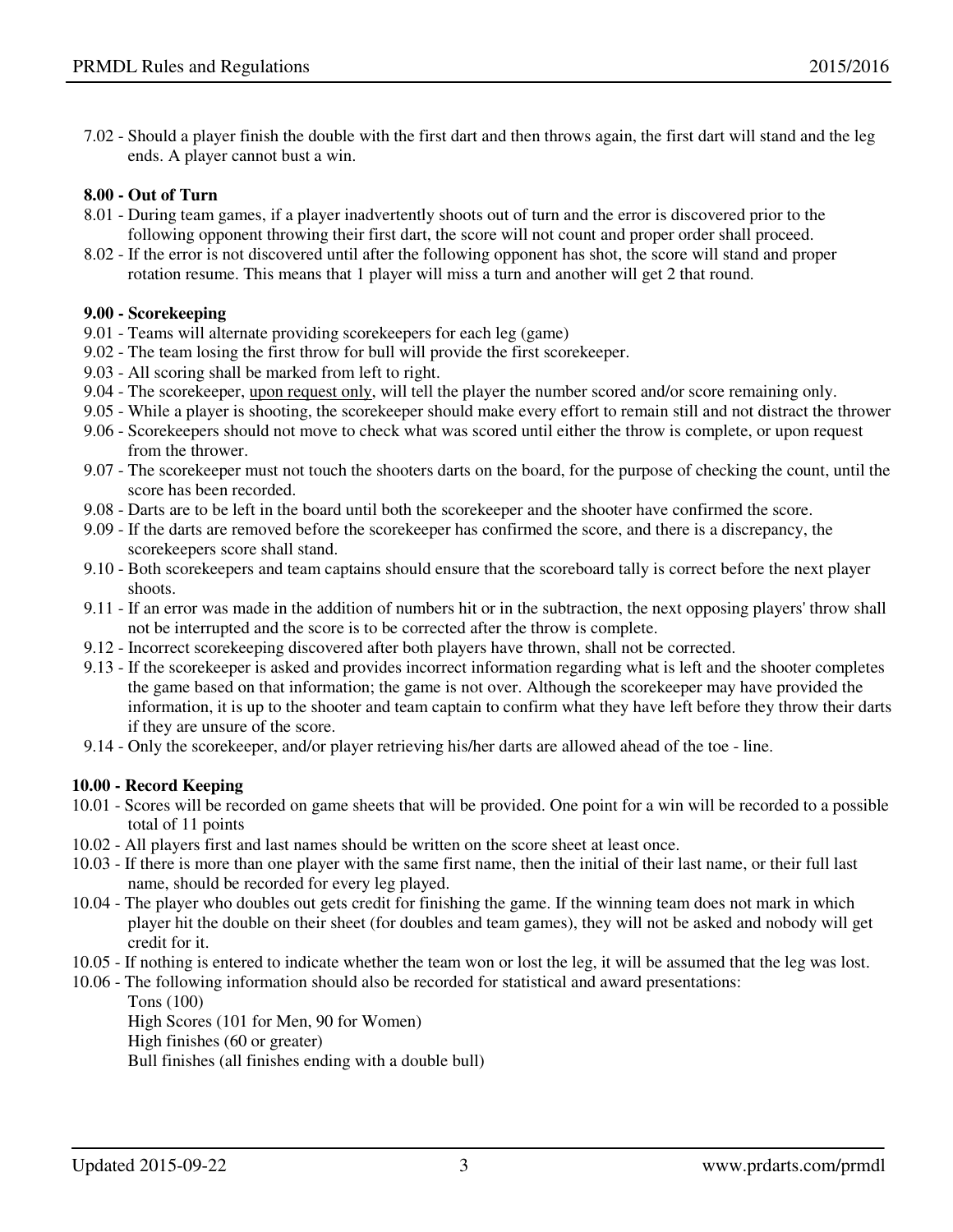7.02 - Should a player finish the double with the first dart and then throws again, the first dart will stand and the leg ends. A player cannot bust a win.

**8.00 - Out of Turn**

8.01 - During team games, if a player inadvertently shoots out of turn and the error is discovered prior to the following opponent throwing their first dart, the score will not count and proper order shall proceed.

8.02 - If the error is not discovered until after the following opponent has shot, the score will stand and proper rotation resume. This means that 1 player will miss a turn and another will get 2 that round.

**9.00 - Scorekeeping**

9.01 - Teams will alternate providing scorekeepers for each leg (game)

9.02 - The team losing the first throw for bull will provide the first scorekeeper.

9.03 - All scoring shall be marked from left to right.

9.04 - The scorekeeper, <u>upon request only</u>, will tell the player the number scored and/or score remaining only.

9.05 - While a player is shooting, the scorekeeper should make every effort to remain still and not distract the thrower

9.06 - Scorekeepers should not move to check what was scored until either the throw is complete, or upon request from the thrower.

9.07 - The scorekeeper must not touch the shooters darts on the board, for the purpose of checking the count, until the score has been recorded.

9.08 - Darts are to be left in the board until both the scorekeeper and the shooter have confirmed the score.

9.09 - If the darts are removed before the scorekeeper has confirmed the score, and there is a discrepancy, the scorekeepers score shall stand.

9.10 - Both scorekeepers and team captains should ensure that the scoreboard tally is correct before the next player shoots.

9.11 - If an error was made in the addition of numbers hit or in the subtraction, the next opposing players' throw shall not be interrupted and the score is to be corrected after the throw is complete.

9.12 - Incorrect scorekeeping discovered after both players have thrown, shall not be corrected.

9.13 - If the scorekeeper is asked and provides incorrect information regarding what is left and the shooter completes the game based on that information; the game is not over. Although the scorekeeper may have provided the information, it is up to the shooter and team captain to confirm what they have left before they throw their darts if they are unsure of the score.

9.14 - Only the scorekeeper, and/or player retrieving his/her darts are allowed ahead of the toe - line.

**10.00 - Record Keeping**

10.01 - Scores will be recorded on game sheets that will be provided. One point for a win will be recorded to a possible total of 11 points

10.02 - All players first and last names should be written on the score sheet at least once.

10.03 - If there is more than one player with the same first name, then the initial of their last name, or their full last name, should be recorded for every leg played.

10.04 - The player who doubles out gets credit for finishing the game. If the winning team does not mark in which player hit the double on their sheet (for doubles and team games), they will not be asked and nobody will get credit for it.

10.05 - If nothing is entered to indicate whether the team won or lost the leg, it will be assumed that the leg was lost.

10.06 - The following information should also be recorded for statistical and award presentations:

Tons (100)
High Scores (101 for Men, 90 for Women)
High finishes (60 or greater)
Bull finishes (all finishes ending with a double bull)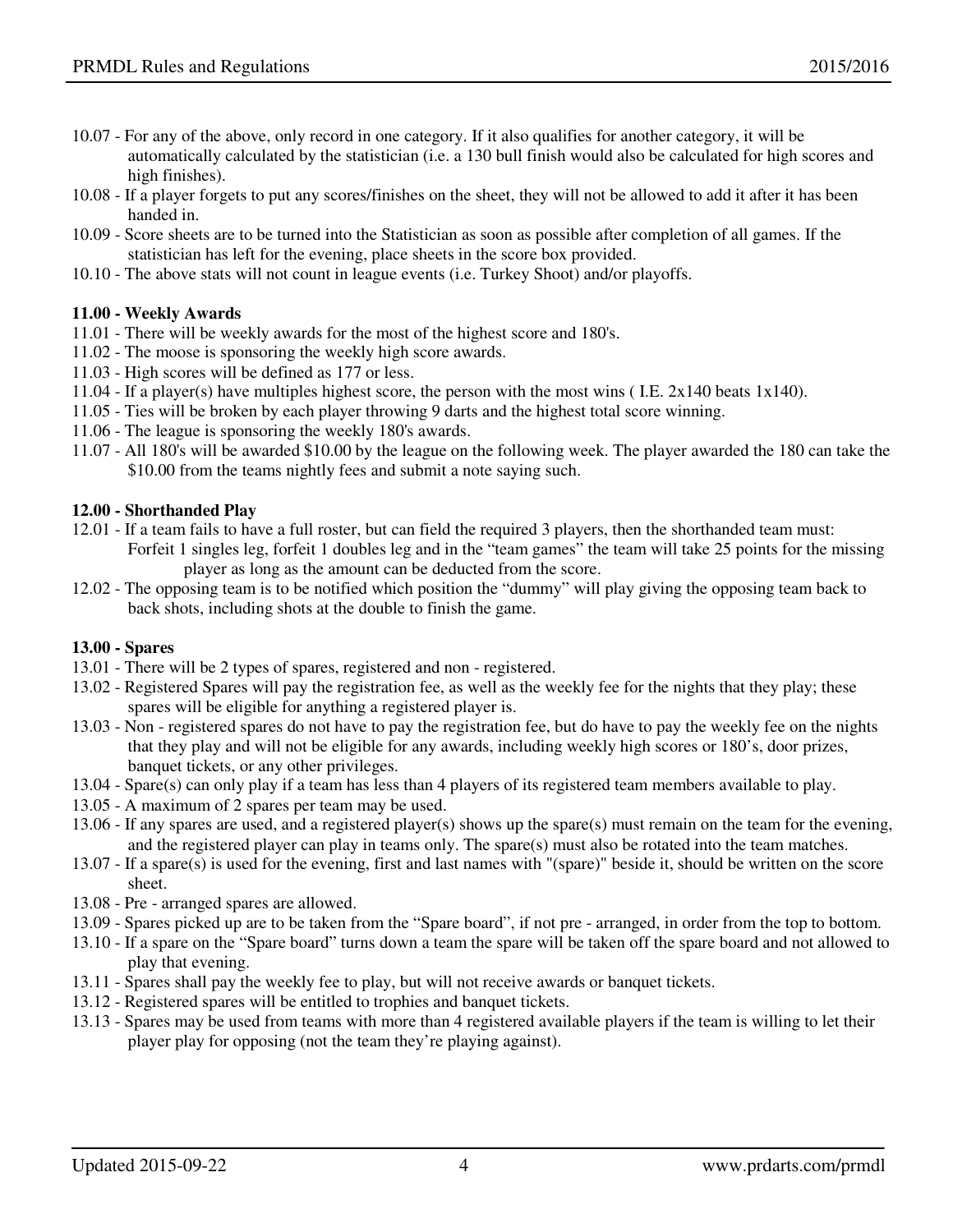10.07 - For any of the above, only record in one category. If it also qualifies for another category, it will be automatically calculated by the statistician (i.e. a 130 bull finish would also be calculated for high scores and high finishes).

10.08 - If a player forgets to put any scores/finishes on the sheet, they will not be allowed to add it after it has been handed in.

10.09 - Score sheets are to be turned into the Statistician as soon as possible after completion of all games. If the statistician has left for the evening, place sheets in the score box provided.

10.10 - The above stats will not count in league events (i.e. Turkey Shoot) and/or playoffs.

**11.00 - Weekly Awards**

11.01 - There will be weekly awards for the most of the highest score and 180's.

11.02 - The moose is sponsoring the weekly high score awards.

11.03 - High scores will be defined as 177 or less.

11.04 - If a player(s) have multiples highest score, the person with the most wins ( I.E. 2x140 beats 1x140).

11.05 - Ties will be broken by each player throwing 9 darts and the highest total score winning.

11.06 - The league is sponsoring the weekly 180's awards.

11.07 - All 180's will be awarded $10.00 by the league on the following week. The player awarded the 180 can take the $10.00 from the teams nightly fees and submit a note saying such.

**12.00 - Shorthanded Play**

12.01 - If a team fails to have a full roster, but can field the required 3 players, then the shorthanded team must: Forfeit 1 singles leg, forfeit 1 doubles leg and in the "team games" the team will take 25 points for the missing player as long as the amount can be deducted from the score.

12.02 - The opposing team is to be notified which position the "dummy" will play giving the opposing team back to back shots, including shots at the double to finish the game.

**13.00 - Spares**

13.01 - There will be 2 types of spares, registered and non - registered.

13.02 - Registered Spares will pay the registration fee, as well as the weekly fee for the nights that they play; these spares will be eligible for anything a registered player is.

13.03 - Non - registered spares do not have to pay the registration fee, but do have to pay the weekly fee on the nights that they play and will not be eligible for any awards, including weekly high scores or 180's, door prizes, banquet tickets, or any other privileges.

13.04 - Spare(s) can only play if a team has less than 4 players of its registered team members available to play.

13.05 - A maximum of 2 spares per team may be used.

13.06 - If any spares are used, and a registered player(s) shows up the spare(s) must remain on the team for the evening, and the registered player can play in teams only. The spare(s) must also be rotated into the team matches.

13.07 - If a spare(s) is used for the evening, first and last names with "(spare)" beside it, should be written on the score sheet.

13.08 - Pre - arranged spares are allowed.

13.09 - Spares picked up are to be taken from the "Spare board", if not pre - arranged, in order from the top to bottom.

13.10 - If a spare on the "Spare board" turns down a team the spare will be taken off the spare board and not allowed to play that evening.

13.11 - Spares shall pay the weekly fee to play, but will not receive awards or banquet tickets.

13.12 - Registered spares will be entitled to trophies and banquet tickets.

13.13 - Spares may be used from teams with more than 4 registered available players if the team is willing to let their player play for opposing (not the team they're playing against).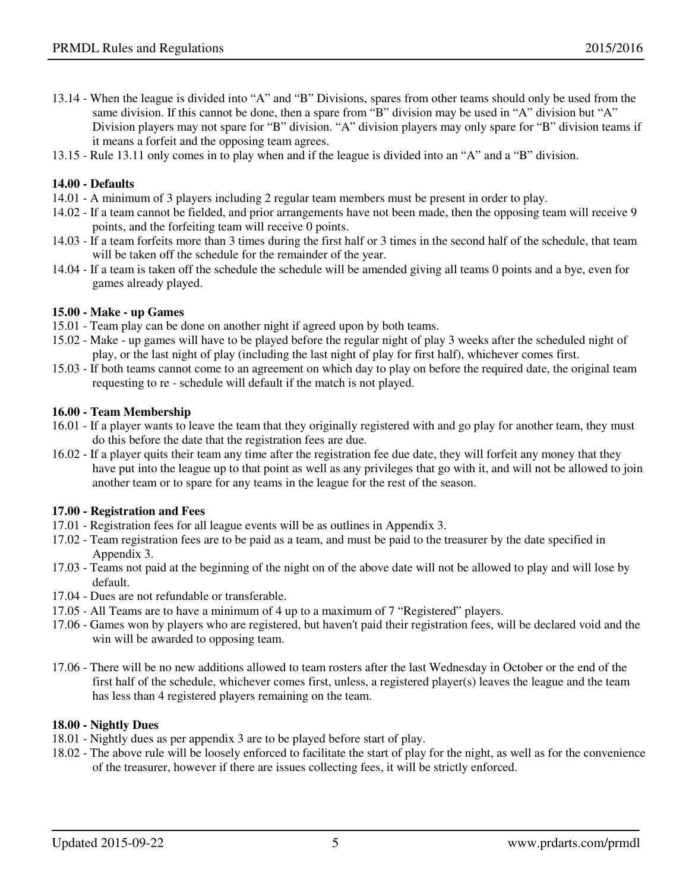13.14 - When the league is divided into "A" and "B" Divisions, spares from other teams should only be used from the same division. If this cannot be done, then a spare from "B" division may be used in "A" division but "A" Division players may not spare for "B" division. "A" division players may only spare for "B" division teams if it means a forfeit and the opposing team agrees.

13.15 - Rule 13.11 only comes in to play when and if the league is divided into an "A" and a "B" division.

**14.00 - Defaults**

14.01 - A minimum of 3 players including 2 regular team members must be present in order to play.

14.02 - If a team cannot be fielded, and prior arrangements have not been made, then the opposing team will receive 9 points, and the forfeiting team will receive 0 points.

14.03 - If a team forfeits more than 3 times during the first half or 3 times in the second half of the schedule, that team will be taken off the schedule for the remainder of the year.

14.04 - If a team is taken off the schedule the schedule will be amended giving all teams 0 points and a bye, even for games already played.

**15.00 - Make - up Games**

15.01 - Team play can be done on another night if agreed upon by both teams.

15.02 - Make - up games will have to be played before the regular night of play 3 weeks after the scheduled night of play, or the last night of play (including the last night of play for first half), whichever comes first.

15.03 - If both teams cannot come to an agreement on which day to play on before the required date, the original team requesting to re - schedule will default if the match is not played.

**16.00 - Team Membership**

16.01 - If a player wants to leave the team that they originally registered with and go play for another team, they must do this before the date that the registration fees are due.

16.02 - If a player quits their team any time after the registration fee due date, they will forfeit any money that they have put into the league up to that point as well as any privileges that go with it, and will not be allowed to join another team or to spare for any teams in the league for the rest of the season.

**17.00 - Registration and Fees**

17.01 - Registration fees for all league events will be as outlines in Appendix 3.

17.02 - Team registration fees are to be paid as a team, and must be paid to the treasurer by the date specified in Appendix 3.

17.03 - Teams not paid at the beginning of the night on of the above date will not be allowed to play and will lose by default.

17.04 - Dues are not refundable or transferable.

17.05 - All Teams are to have a minimum of 4 up to a maximum of 7 "Registered" players.

17.06 - Games won by players who are registered, but haven't paid their registration fees, will be declared void and the win will be awarded to opposing team.

17.06 - There will be no new additions allowed to team rosters after the last Wednesday in October or the end of the first half of the schedule, whichever comes first, unless, a registered player(s) leaves the league and the team has less than 4 registered players remaining on the team.

**18.00 - Nightly Dues**

18.01 - Nightly dues as per appendix 3 are to be played before start of play.

18.02 - The above rule will be loosely enforced to facilitate the start of play for the night, as well as for the convenience of the treasurer, however if there are issues collecting fees, it will be strictly enforced.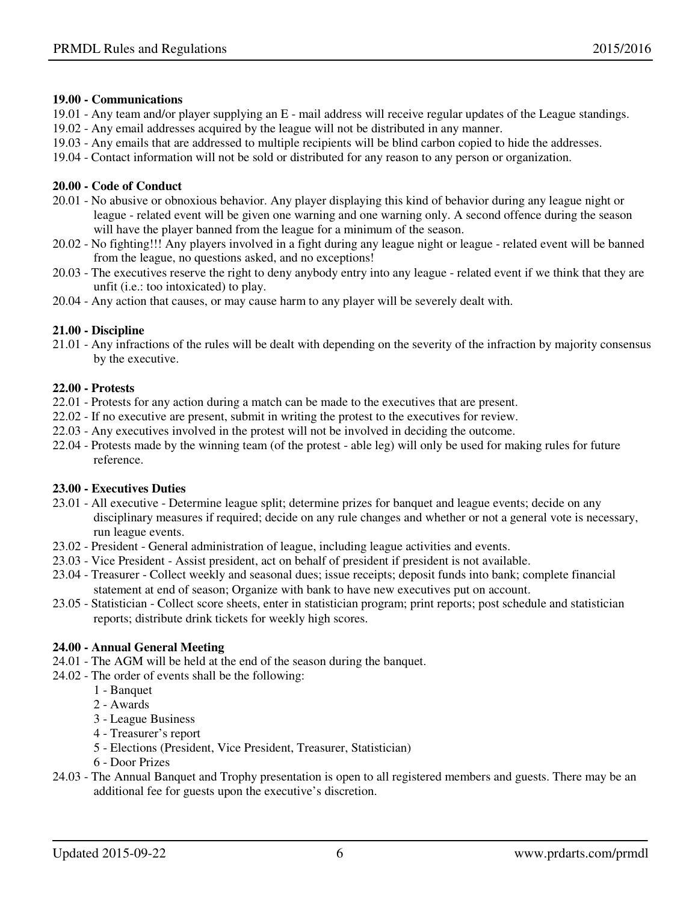**19.00 - Communications**

19.01 - Any team and/or player supplying an E - mail address will receive regular updates of the League standings.
19.02 - Any email addresses acquired by the league will not be distributed in any manner.
19.03 - Any emails that are addressed to multiple recipients will be blind carbon copied to hide the addresses.
19.04 - Contact information will not be sold or distributed for any reason to any person or organization.

**20.00 - Code of Conduct**

20.01 - No abusive or obnoxious behavior. Any player displaying this kind of behavior during any league night or league - related event will be given one warning and one warning only. A second offence during the season will have the player banned from the league for a minimum of the season.
20.02 - No fighting!!! Any players involved in a fight during any league night or league - related event will be banned from the league, no questions asked, and no exceptions!
20.03 - The executives reserve the right to deny anybody entry into any league - related event if we think that they are unfit (i.e.: too intoxicated) to play.
20.04 - Any action that causes, or may cause harm to any player will be severely dealt with.

**21.00 - Discipline**

21.01 - Any infractions of the rules will be dealt with depending on the severity of the infraction by majority consensus by the executive.

**22.00 - Protests**

22.01 - Protests for any action during a match can be made to the executives that are present.
22.02 - If no executive are present, submit in writing the protest to the executives for review.
22.03 - Any executives involved in the protest will not be involved in deciding the outcome.
22.04 - Protests made by the winning team (of the protest - able leg) will only be used for making rules for future reference.

**23.00 - Executives Duties**

23.01 - All executive - Determine league split; determine prizes for banquet and league events; decide on any disciplinary measures if required; decide on any rule changes and whether or not a general vote is necessary, run league events.
23.02 - President - General administration of league, including league activities and events.
23.03 - Vice President - Assist president, act on behalf of president if president is not available.
23.04 - Treasurer - Collect weekly and seasonal dues; issue receipts; deposit funds into bank; complete financial statement at end of season; Organize with bank to have new executives put on account.
23.05 - Statistician - Collect score sheets, enter in statistician program; print reports; post schedule and statistician reports; distribute drink tickets for weekly high scores.

**24.00 - Annual General Meeting**

24.01 - The AGM will be held at the end of the season during the banquet.
24.02 - The order of events shall be the following:

1 - Banquet
2 - Awards
3 - League Business
4 - Treasurer's report
5 - Elections (President, Vice President, Treasurer, Statistician)
6 - Door Prizes

24.03 - The Annual Banquet and Trophy presentation is open to all registered members and guests. There may be an additional fee for guests upon the executive's discretion.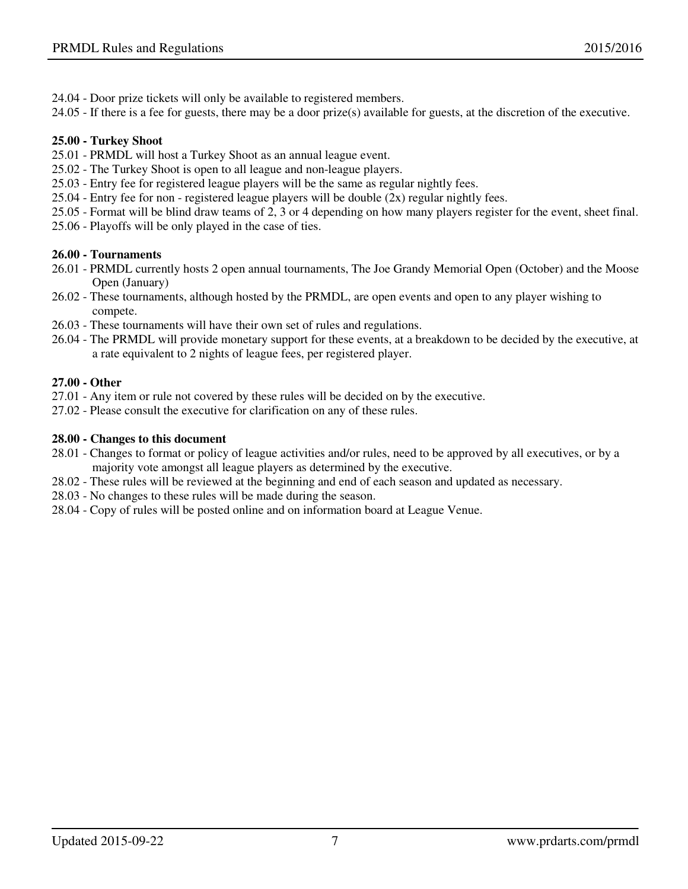24.04 - Door prize tickets will only be available to registered members.
24.05 - If there is a fee for guests, there may be a door prize(s) available for guests, at the discretion of the executive.

**25.00 - Turkey Shoot**

25.01 - PRMDL will host a Turkey Shoot as an annual league event.
25.02 - The Turkey Shoot is open to all league and non-league players.
25.03 - Entry fee for registered league players will be the same as regular nightly fees.
25.04 - Entry fee for non - registered league players will be double (2x) regular nightly fees.
25.05 - Format will be blind draw teams of 2, 3 or 4 depending on how many players register for the event, sheet final.
25.06 - Playoffs will be only played in the case of ties.

**26.00 - Tournaments**

26.01 - PRMDL currently hosts 2 open annual tournaments, The Joe Grandy Memorial Open (October) and the Moose Open (January)
26.02 - These tournaments, although hosted by the PRMDL, are open events and open to any player wishing to compete.
26.03 - These tournaments will have their own set of rules and regulations.
26.04 - The PRMDL will provide monetary support for these events, at a breakdown to be decided by the executive, at a rate equivalent to 2 nights of league fees, per registered player.

**27.00 - Other**

27.01 - Any item or rule not covered by these rules will be decided on by the executive.
27.02 - Please consult the executive for clarification on any of these rules.

**28.00 - Changes to this document**

28.01 - Changes to format or policy of league activities and/or rules, need to be approved by all executives, or by a majority vote amongst all league players as determined by the executive.
28.02 - These rules will be reviewed at the beginning and end of each season and updated as necessary.
28.03 - No changes to these rules will be made during the season.
28.04 - Copy of rules will be posted online and on information board at League Venue.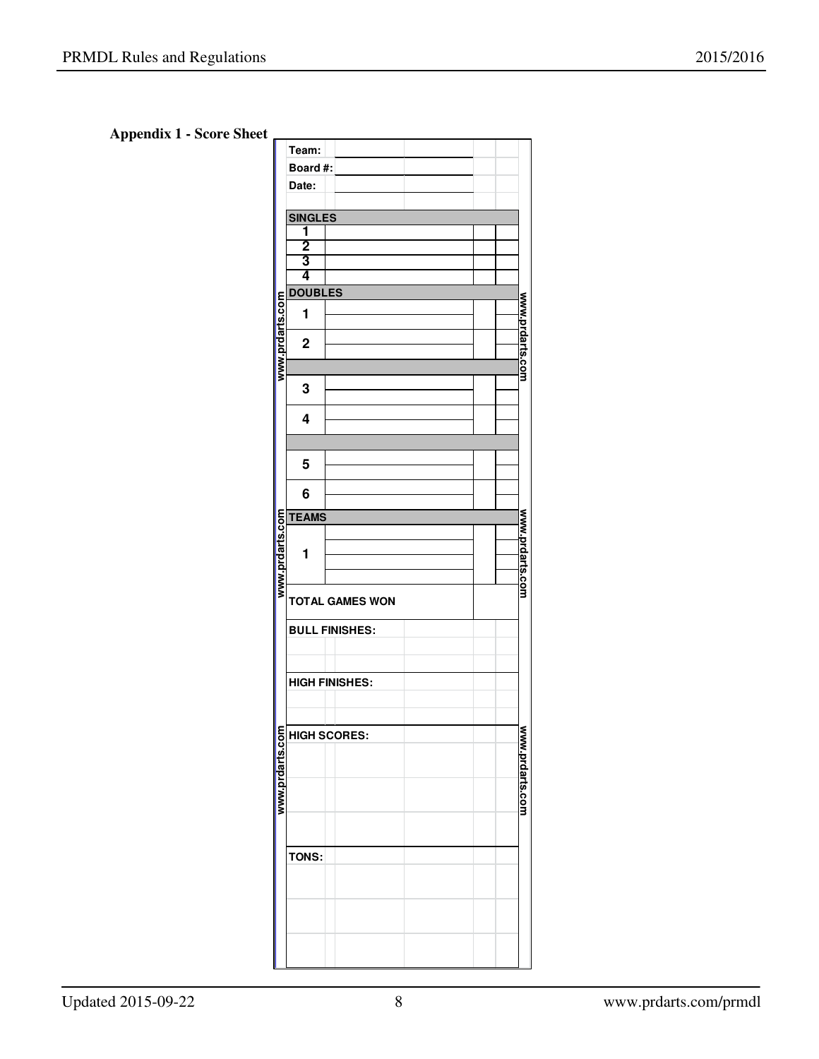**Appendix 1 - Score Sheet**

Team: ______________________

Board #: ______________________

Date: ______________________

| **SINGLES** | | | |
|---|---|---|---|
| 1 | | | |
| 2 | | | |
| 3 | | | |
| 4 | | | |
| **DOUBLES** | | | |
| 1 | | | |
| | | | |
| 2 | | | |
| | | | |
| | | | |
| 3 | | | |
| | | | |
| 4 | | | |
| | | | |
| | | | |
| 5 | | | |
| | | | |
| 6 | | | |
| | | | |
| **TEAMS** | | | |
| 1 | | | |
| | | | |
| | | | |
| | | | |
| **TOTAL GAMES WON** | | | |

**BULL FINISHES:**

**HIGH FINISHES:**

**HIGH SCORES:**

**TONS:**

www.prdarts.com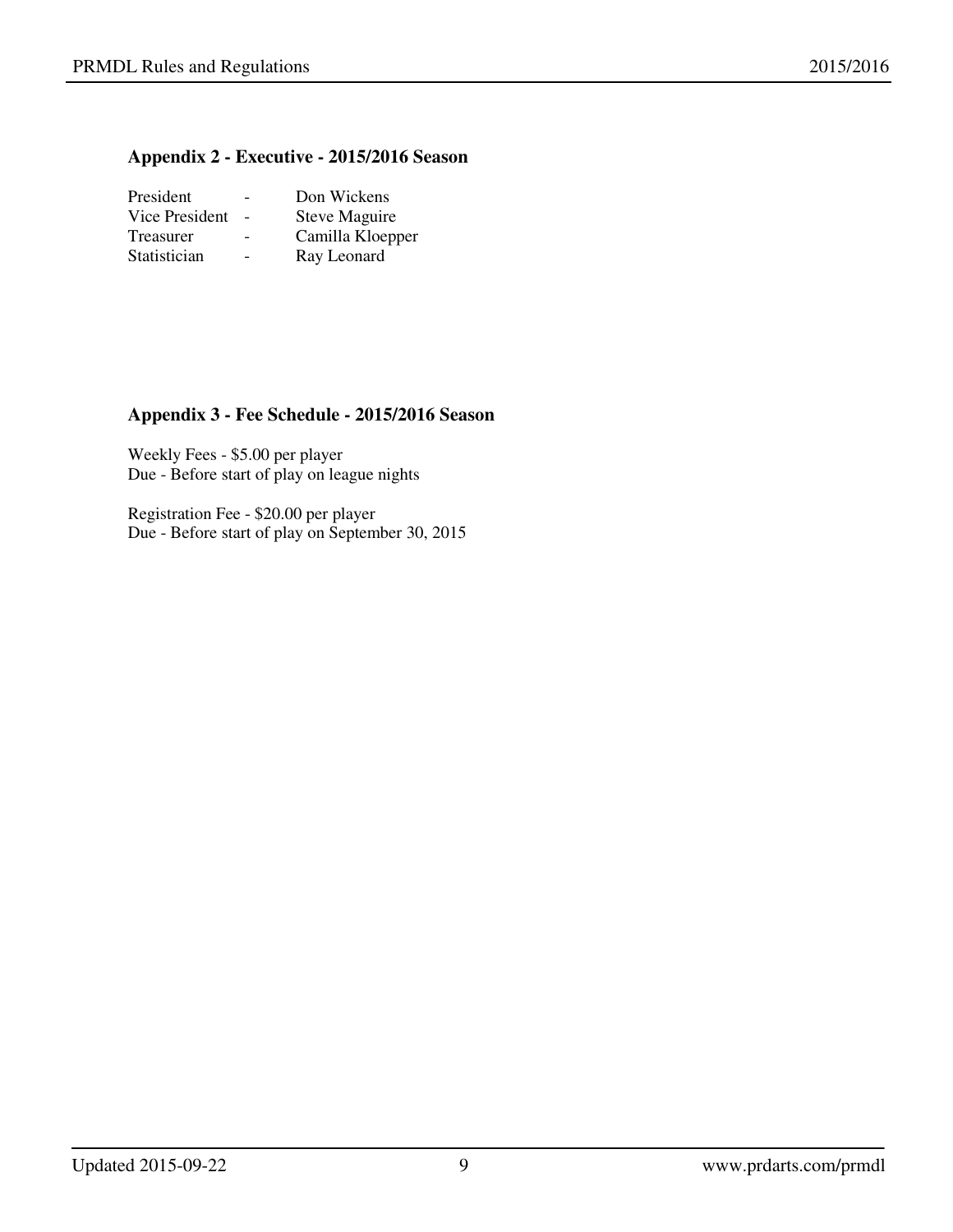## Appendix 2 - Executive - 2015/2016 Season

| | | |
|---|---|---|
| President | - | Don Wickens |
| Vice President | - | Steve Maguire |
| Treasurer | - | Camilla Kloepper |
| Statistician | - | Ray Leonard |

## Appendix 3 - Fee Schedule - 2015/2016 Season

Weekly Fees - $5.00 per player
Due - Before start of play on league nights

Registration Fee - $20.00 per player
Due - Before start of play on September 30, 2015